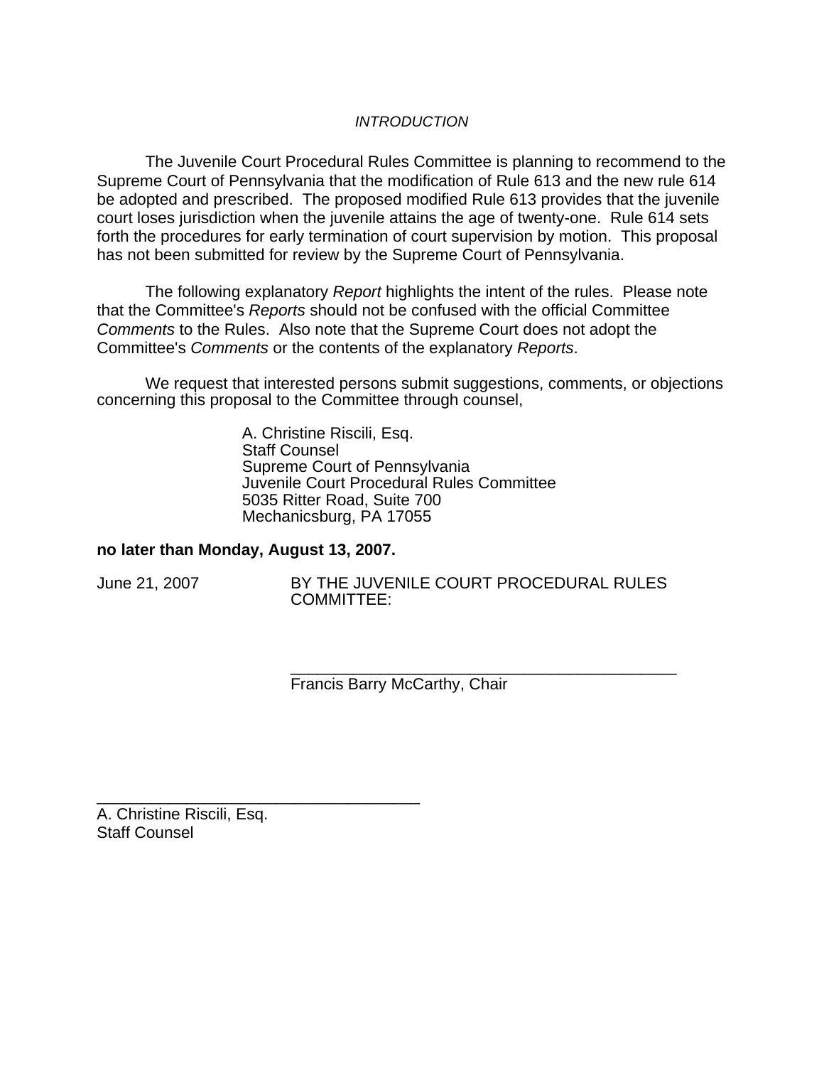*INTRODUCTION*

The Juvenile Court Procedural Rules Committee is planning to recommend to the Supreme Court of Pennsylvania that the modification of Rule 613 and the new rule 614 be adopted and prescribed. The proposed modified Rule 613 provides that the juvenile court loses jurisdiction when the juvenile attains the age of twenty-one. Rule 614 sets forth the procedures for early termination of court supervision by motion. This proposal has not been submitted for review by the Supreme Court of Pennsylvania.

The following explanatory *Report* highlights the intent of the rules. Please note that the Committee's *Reports* should not be confused with the official Committee *Comments* to the Rules. Also note that the Supreme Court does not adopt the Committee's *Comments* or the contents of the explanatory *Reports*.

We request that interested persons submit suggestions, comments, or objections concerning this proposal to the Committee through counsel,

> A. Christine Riscili, Esq.
> Staff Counsel
> Supreme Court of Pennsylvania
> Juvenile Court Procedural Rules Committee
> 5035 Ritter Road, Suite 700
> Mechanicsburg, PA 17055

**no later than Monday, August 13, 2007.**

June 21, 2007 BY THE JUVENILE COURT PROCEDURAL RULES COMMITTEE:

_____________________________________________
Francis Barry McCarthy, Chair

_____________________________________
A. Christine Riscili, Esq.
Staff Counsel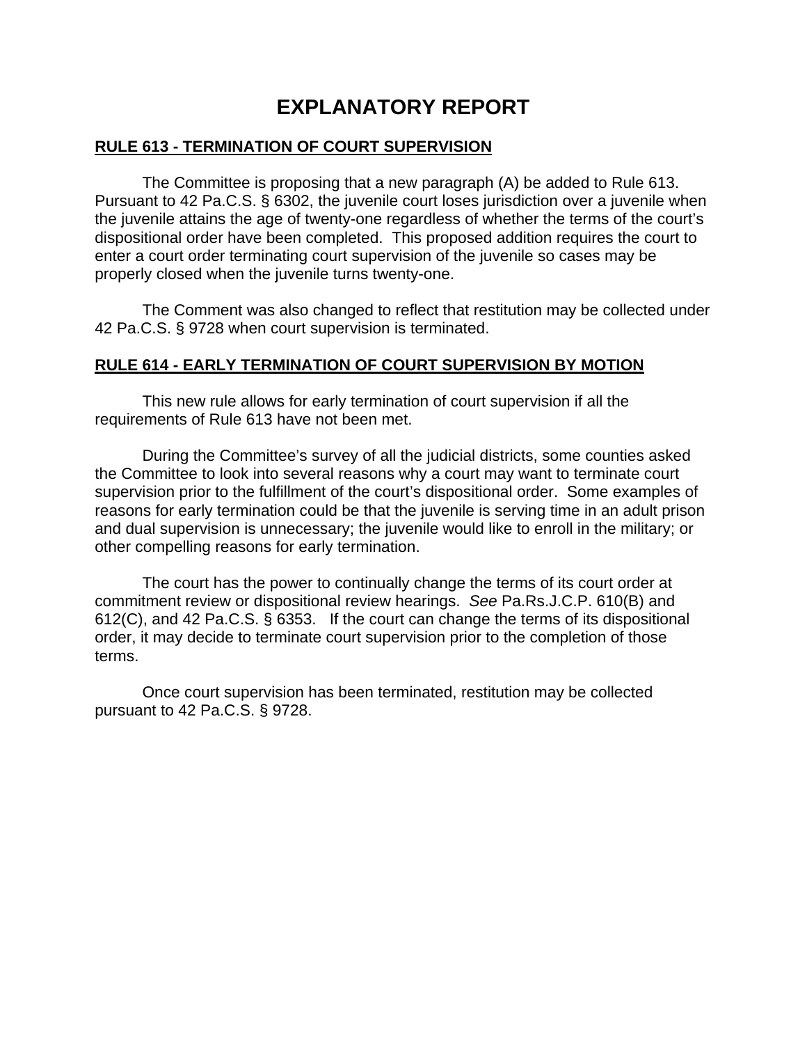# EXPLANATORY REPORT

## RULE 613 - TERMINATION OF COURT SUPERVISION

The Committee is proposing that a new paragraph (A) be added to Rule 613. Pursuant to 42 Pa.C.S. § 6302, the juvenile court loses jurisdiction over a juvenile when the juvenile attains the age of twenty-one regardless of whether the terms of the court's dispositional order have been completed. This proposed addition requires the court to enter a court order terminating court supervision of the juvenile so cases may be properly closed when the juvenile turns twenty-one.

The Comment was also changed to reflect that restitution may be collected under 42 Pa.C.S. § 9728 when court supervision is terminated.

## RULE 614 - EARLY TERMINATION OF COURT SUPERVISION BY MOTION

This new rule allows for early termination of court supervision if all the requirements of Rule 613 have not been met.

During the Committee's survey of all the judicial districts, some counties asked the Committee to look into several reasons why a court may want to terminate court supervision prior to the fulfillment of the court's dispositional order. Some examples of reasons for early termination could be that the juvenile is serving time in an adult prison and dual supervision is unnecessary; the juvenile would like to enroll in the military; or other compelling reasons for early termination.

The court has the power to continually change the terms of its court order at commitment review or dispositional review hearings. *See* Pa.Rs.J.C.P. 610(B) and 612(C), and 42 Pa.C.S. § 6353. If the court can change the terms of its dispositional order, it may decide to terminate court supervision prior to the completion of those terms.

Once court supervision has been terminated, restitution may be collected pursuant to 42 Pa.C.S. § 9728.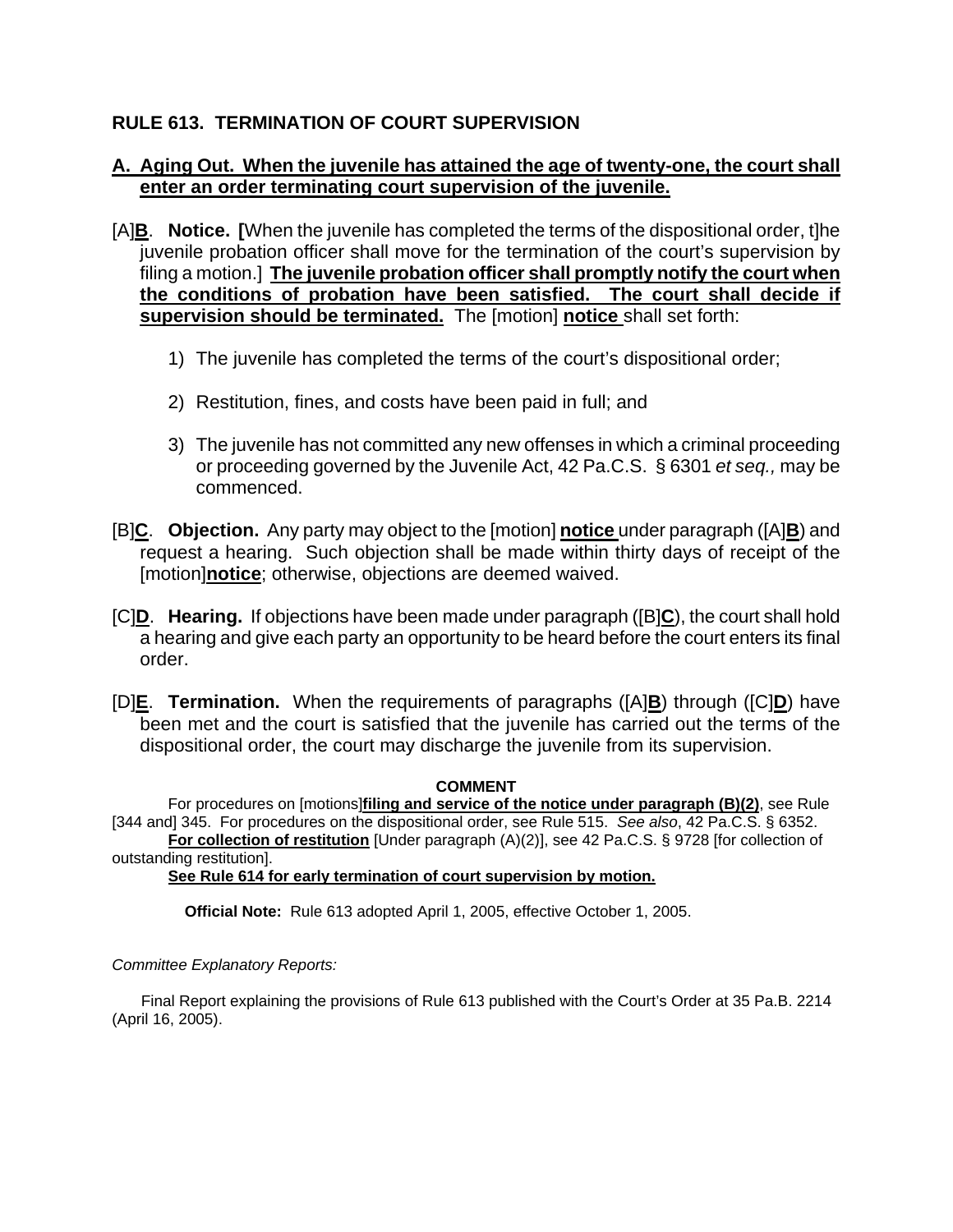### RULE 613. TERMINATION OF COURT SUPERVISION

**A. Aging Out. When the juvenile has attained the age of twenty-one, the court shall enter an order terminating court supervision of the juvenile.**

[A]**B**. **Notice. [**When the juvenile has completed the terms of the dispositional order, t]he juvenile probation officer shall move for the termination of the court's supervision by filing a motion.] **The juvenile probation officer shall promptly notify the court when the conditions of probation have been satisfied. The court shall decide if supervision should be terminated.** The [motion] **notice** shall set forth:

1) The juvenile has completed the terms of the court's dispositional order;

2) Restitution, fines, and costs have been paid in full; and

3) The juvenile has not committed any new offenses in which a criminal proceeding or proceeding governed by the Juvenile Act, 42 Pa.C.S. § 6301 *et seq.,* may be commenced.

[B]**C**. **Objection.** Any party may object to the [motion] **notice** under paragraph ([A]**B**) and request a hearing. Such objection shall be made within thirty days of receipt of the [motion]**notice**; otherwise, objections are deemed waived.

[C]**D**. **Hearing.** If objections have been made under paragraph ([B]**C**), the court shall hold a hearing and give each party an opportunity to be heard before the court enters its final order.

[D]**E**. **Termination.** When the requirements of paragraphs ([A]**B**) through ([C]**D**) have been met and the court is satisfied that the juvenile has carried out the terms of the dispositional order, the court may discharge the juvenile from its supervision.

**COMMENT**

For procedures on [motions]**filing and service of the notice under paragraph (B)(2)**, see Rule [344 and] 345. For procedures on the dispositional order, see Rule 515. *See also*, 42 Pa.C.S. § 6352.

**For collection of restitution** [Under paragraph (A)(2)], see 42 Pa.C.S. § 9728 [for collection of outstanding restitution].

**See Rule 614 for early termination of court supervision by motion.**

**Official Note:** Rule 613 adopted April 1, 2005, effective October 1, 2005.

*Committee Explanatory Reports:*

Final Report explaining the provisions of Rule 613 published with the Court's Order at 35 Pa.B. 2214 (April 16, 2005).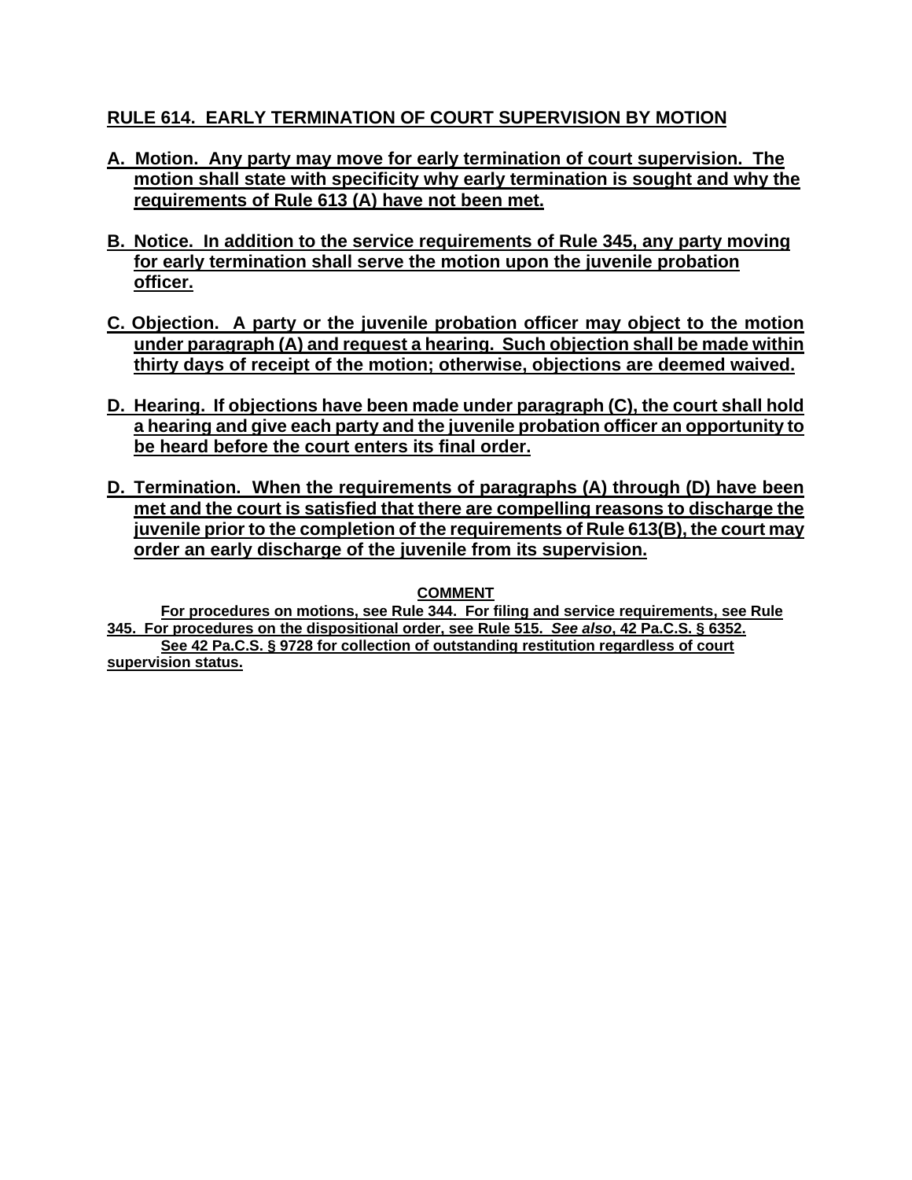## RULE 614. EARLY TERMINATION OF COURT SUPERVISION BY MOTION

**A. Motion. Any party may move for early termination of court supervision. The motion shall state with specificity why early termination is sought and why the requirements of Rule 613 (A) have not been met.**

**B. Notice. In addition to the service requirements of Rule 345, any party moving for early termination shall serve the motion upon the juvenile probation officer.**

**C. Objection. A party or the juvenile probation officer may object to the motion under paragraph (A) and request a hearing. Such objection shall be made within thirty days of receipt of the motion; otherwise, objections are deemed waived.**

**D. Hearing. If objections have been made under paragraph (C), the court shall hold a hearing and give each party and the juvenile probation officer an opportunity to be heard before the court enters its final order.**

**D. Termination. When the requirements of paragraphs (A) through (D) have been met and the court is satisfied that there are compelling reasons to discharge the juvenile prior to the completion of the requirements of Rule 613(B), the court may order an early discharge of the juvenile from its supervision.**

**COMMENT**

**For procedures on motions, see Rule 344. For filing and service requirements, see Rule 345. For procedures on the dispositional order, see Rule 515. *See also*, 42 Pa.C.S. § 6352.**

**See 42 Pa.C.S. § 9728 for collection of outstanding restitution regardless of court supervision status.**